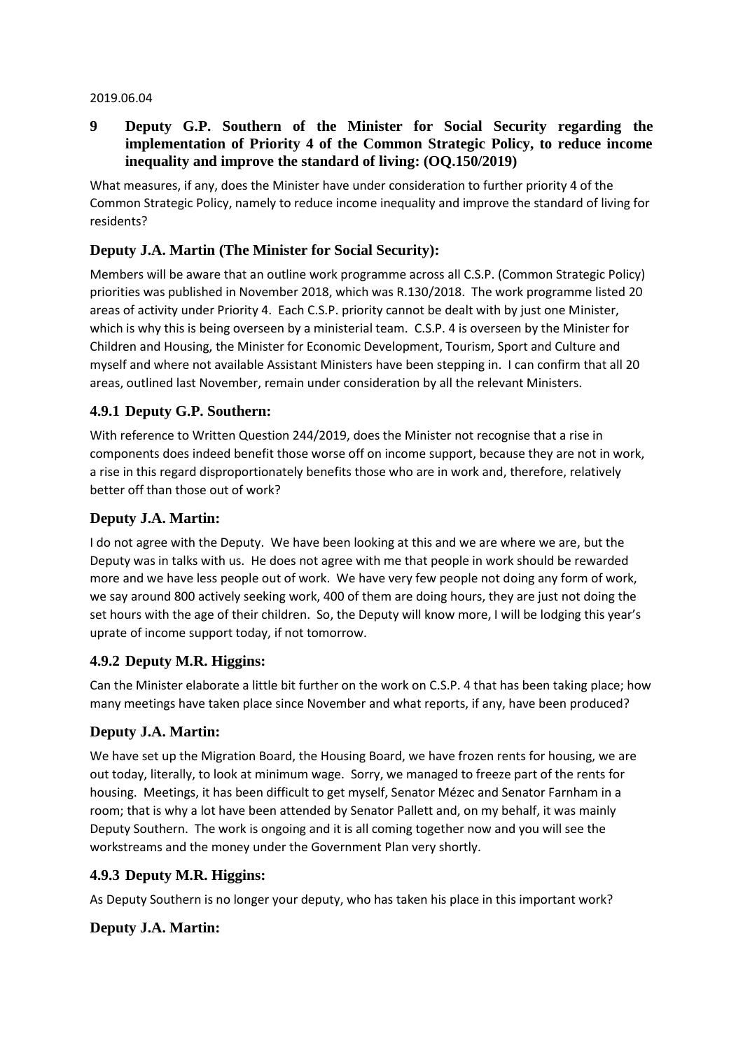2019.06.04

## 9 Deputy G.P. Southern of the Minister for Social Security regarding the implementation of Priority 4 of the Common Strategic Policy, to reduce income inequality and improve the standard of living: (OQ.150/2019)

What measures, if any, does the Minister have under consideration to further priority 4 of the Common Strategic Policy, namely to reduce income inequality and improve the standard of living for residents?

### Deputy J.A. Martin (The Minister for Social Security):

Members will be aware that an outline work programme across all C.S.P. (Common Strategic Policy) priorities was published in November 2018, which was R.130/2018. The work programme listed 20 areas of activity under Priority 4. Each C.S.P. priority cannot be dealt with by just one Minister, which is why this is being overseen by a ministerial team. C.S.P. 4 is overseen by the Minister for Children and Housing, the Minister for Economic Development, Tourism, Sport and Culture and myself and where not available Assistant Ministers have been stepping in. I can confirm that all 20 areas, outlined last November, remain under consideration by all the relevant Ministers.

### 4.9.1 Deputy G.P. Southern:

With reference to Written Question 244/2019, does the Minister not recognise that a rise in components does indeed benefit those worse off on income support, because they are not in work, a rise in this regard disproportionately benefits those who are in work and, therefore, relatively better off than those out of work?

### Deputy J.A. Martin:

I do not agree with the Deputy. We have been looking at this and we are where we are, but the Deputy was in talks with us. He does not agree with me that people in work should be rewarded more and we have less people out of work. We have very few people not doing any form of work, we say around 800 actively seeking work, 400 of them are doing hours, they are just not doing the set hours with the age of their children. So, the Deputy will know more, I will be lodging this year's uprate of income support today, if not tomorrow.

### 4.9.2 Deputy M.R. Higgins:

Can the Minister elaborate a little bit further on the work on C.S.P. 4 that has been taking place; how many meetings have taken place since November and what reports, if any, have been produced?

### Deputy J.A. Martin:

We have set up the Migration Board, the Housing Board, we have frozen rents for housing, we are out today, literally, to look at minimum wage. Sorry, we managed to freeze part of the rents for housing. Meetings, it has been difficult to get myself, Senator Mézec and Senator Farnham in a room; that is why a lot have been attended by Senator Pallett and, on my behalf, it was mainly Deputy Southern. The work is ongoing and it is all coming together now and you will see the workstreams and the money under the Government Plan very shortly.

### 4.9.3 Deputy M.R. Higgins:

As Deputy Southern is no longer your deputy, who has taken his place in this important work?

### Deputy J.A. Martin: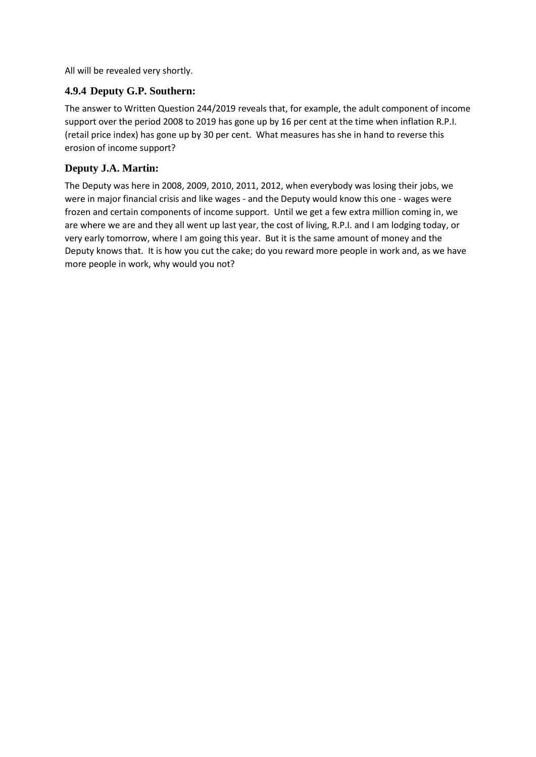All will be revealed very shortly.

### 4.9.4 Deputy G.P. Southern:

The answer to Written Question 244/2019 reveals that, for example, the adult component of income support over the period 2008 to 2019 has gone up by 16 per cent at the time when inflation R.P.I. (retail price index) has gone up by 30 per cent. What measures has she in hand to reverse this erosion of income support?

### Deputy J.A. Martin:

The Deputy was here in 2008, 2009, 2010, 2011, 2012, when everybody was losing their jobs, we were in major financial crisis and like wages - and the Deputy would know this one - wages were frozen and certain components of income support. Until we get a few extra million coming in, we are where we are and they all went up last year, the cost of living, R.P.I. and I am lodging today, or very early tomorrow, where I am going this year. But it is the same amount of money and the Deputy knows that. It is how you cut the cake; do you reward more people in work and, as we have more people in work, why would you not?